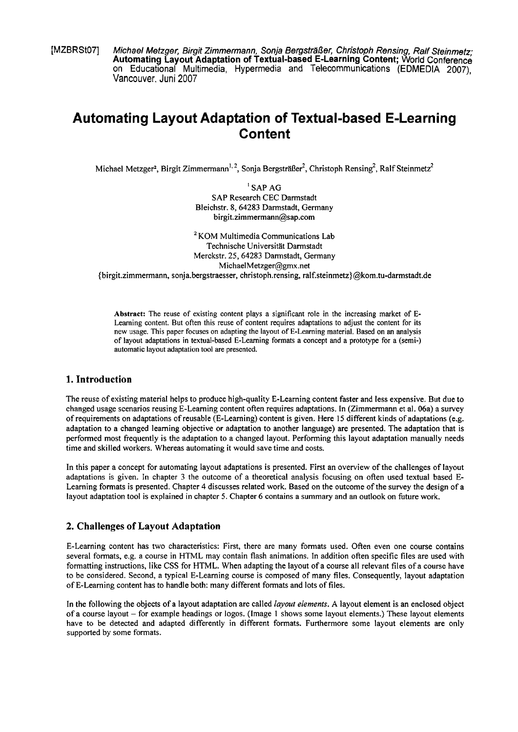[MZBRSt07] *Michael Metzger, Birgit Zimmermann, Sonja Bergsträßer, Christoph Rensing, Ralf Steinmetz;* **Automating Layout Adaptation of Textual-based E-Learning Content;** World Conference on Educational Multimedia, Hypermedia and Telecommunications (EDMEDIA 2007), Vancouver. Juni 2007

# Automating Layout Adaptation of Textual-based E-Learning Content

Michael Metzger[2], Birgit Zimmermann[1, 2], Sonja Bergsträßer[2], Christoph Rensing[2], Ralf Steinmetz[2]

[1] SAP AG
SAP Research CEC Darmstadt
Bleichstr. 8, 64283 Darmstadt, Germany
birgit.zimmermann@sap.com

[2] KOM Multimedia Communications Lab
Technische Universität Darmstadt
Merckstr. 25, 64283 Darmstadt, Germany
MichaelMetzger@gmx.net
{birgit.zimmermann, sonja.bergstraesser, christoph.rensing, ralf.steinmetz}@kom.tu-darmstadt.de

**Abstract:** The reuse of existing content plays a significant role in the increasing market of E-Learning content. But often this reuse of content requires adaptations to adjust the content for its new usage. This paper focuses on adapting the layout of E-Learning material. Based on an analysis of layout adaptations in textual-based E-Learning formats a concept and a prototype for a (semi-) automatic layout adaptation tool are presented.

## 1. Introduction

The reuse of existing material helps to produce high-quality E-Learning content faster and less expensive. But due to changed usage scenarios reusing E-Learning content often requires adaptations. In (Zimmermann et al. 06a) a survey of requirements on adaptations of reusable (E-Learning) content is given. Here 15 different kinds of adaptations (e.g. adaptation to a changed learning objective or adaptation to another language) are presented. The adaptation that is performed most frequently is the adaptation to a changed layout. Performing this layout adaptation manually needs time and skilled workers. Whereas automating it would save time and costs.

In this paper a concept for automating layout adaptations is presented. First an overview of the challenges of layout adaptations is given. In chapter 3 the outcome of a theoretical analysis focusing on often used textual based E-Learning formats is presented. Chapter 4 discusses related work. Based on the outcome of the survey the design of a layout adaptation tool is explained in chapter 5. Chapter 6 contains a summary and an outlook on future work.

## 2. Challenges of Layout Adaptation

E-Learning content has two characteristics: First, there are many formats used. Often even one course contains several formats, e.g. a course in HTML may contain flash animations. In addition often specific files are used with formatting instructions, like CSS for HTML. When adapting the layout of a course all relevant files of a course have to be considered. Second, a typical E-Learning course is composed of many files. Consequently, layout adaptation of E-Learning content has to handle both: many different formats and lots of files.

In the following the objects of a layout adaptation are called *layout elements*. A layout element is an enclosed object of a course layout – for example headings or logos. (Image 1 shows some layout elements.) These layout elements have to be detected and adapted differently in different formats. Furthermore some layout elements are only supported by some formats.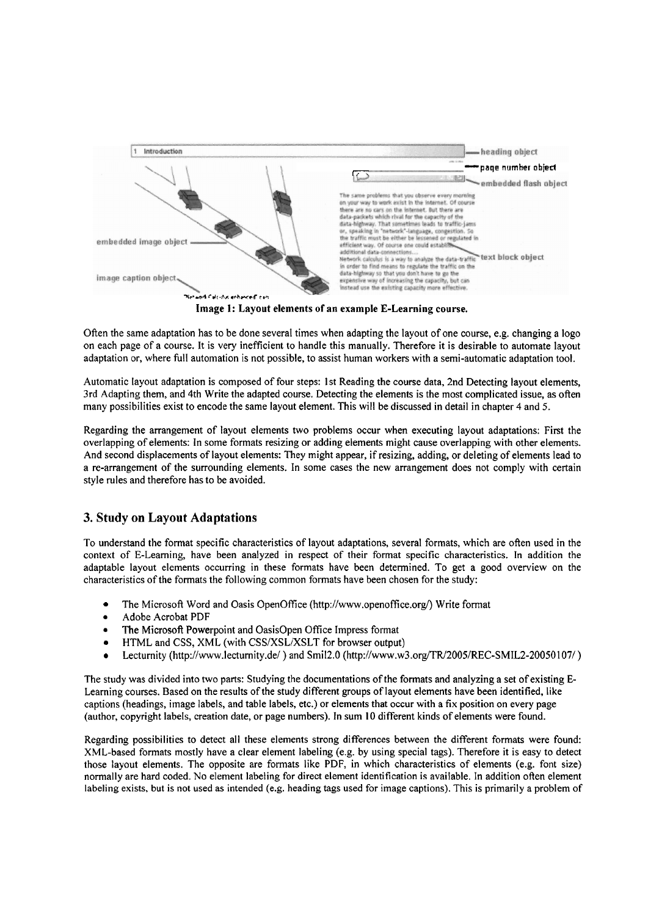**Image 1: Layout elements of an example E-Learning course.**

Often the same adaptation has to be done several times when adapting the layout of one course, e.g. changing a logo on each page of a course. It is very inefficient to handle this manually. Therefore it is desirable to automate layout adaptation or, where full automation is not possible, to assist human workers with a semi-automatic adaptation tool.

Automatic layout adaptation is composed of four steps: 1st Reading the course data, 2nd Detecting layout elements, 3rd Adapting them, and 4th Write the adapted course. Detecting the elements is the most complicated issue, as often many possibilities exist to encode the same layout element. This will be discussed in detail in chapter 4 and 5.

Regarding the arrangement of layout elements two problems occur when executing layout adaptations: First the overlapping of elements: In some formats resizing or adding elements might cause overlapping with other elements. And second displacements of layout elements: They might appear, if resizing, adding, or deleting of elements lead to a re-arrangement of the surrounding elements. In some cases the new arrangement does not comply with certain style rules and therefore has to be avoided.

## 3. Study on Layout Adaptations

To understand the format specific characteristics of layout adaptations, several formats, which are often used in the context of E-Learning, have been analyzed in respect of their format specific characteristics. In addition the adaptable layout elements occurring in these formats have been determined. To get a good overview on the characteristics of the formats the following common formats have been chosen for the study:

- The Microsoft Word and Oasis OpenOffice (http://www.openoffice.org/) Write format
- Adobe Acrobat PDF
- The Microsoft Powerpoint and OasisOpen Office Impress format
- HTML and CSS, XML (with CSS/XSL/XSLT for browser output)
- Lecturnity (http://www.lecturnity.de/ ) and Smil2.0 (http://www.w3.org/TR/2005/REC-SMIL2-20050107/ )

The study was divided into two parts: Studying the documentations of the formats and analyzing a set of existing E-Learning courses. Based on the results of the study different groups of layout elements have been identified, like captions (headings, image labels, and table labels, etc.) or elements that occur with a fix position on every page (author, copyright labels, creation date, or page numbers). In sum 10 different kinds of elements were found.

Regarding possibilities to detect all these elements strong differences between the different formats were found: XML-based formats mostly have a clear element labeling (e.g. by using special tags). Therefore it is easy to detect those layout elements. The opposite are formats like PDF, in which characteristics of elements (e.g. font size) normally are hard coded. No element labeling for direct element identification is available. In addition often element labeling exists, but is not used as intended (e.g. heading tags used for image captions). This is primarily a problem of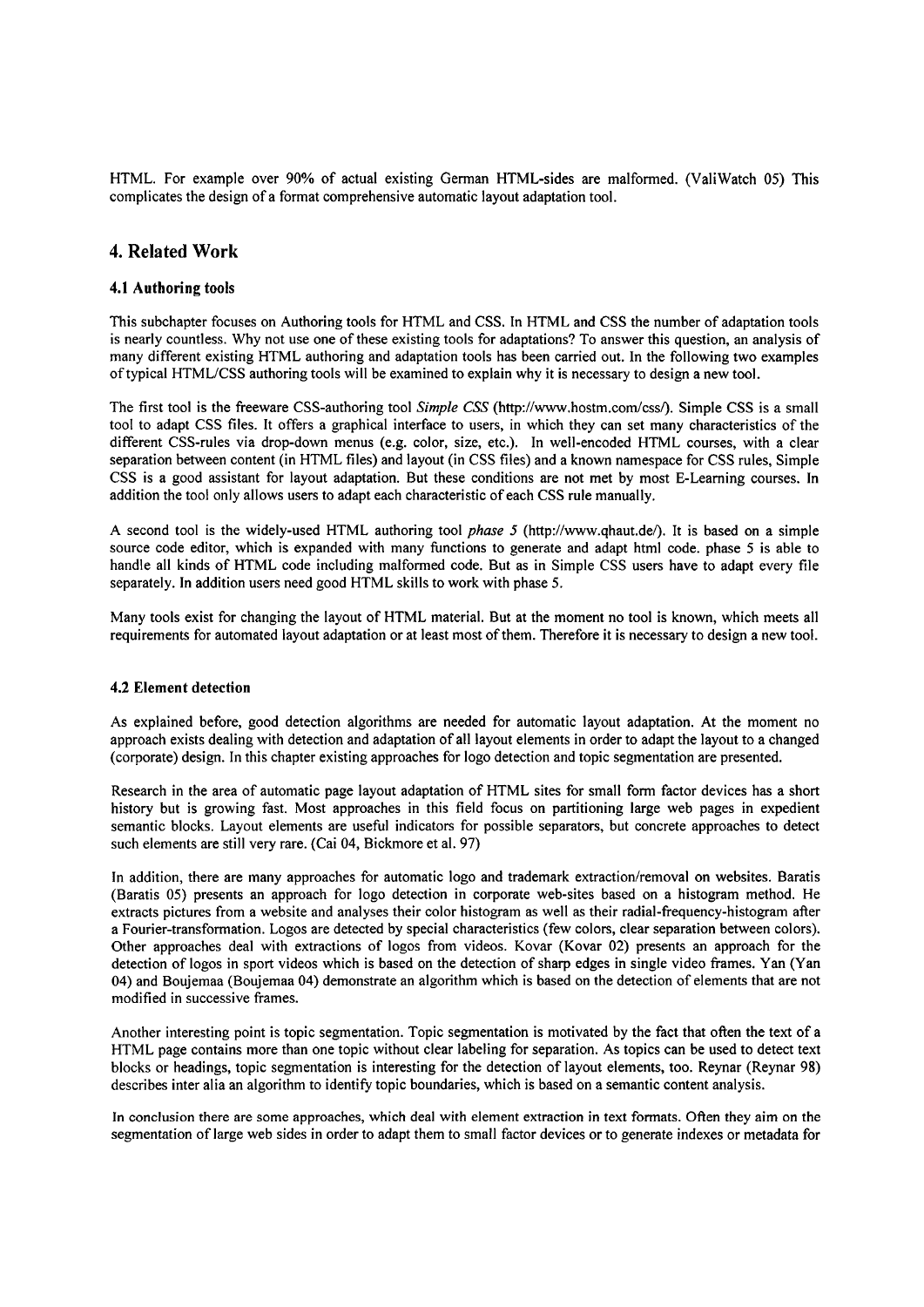HTML. For example over 90% of actual existing German HTML-sides are malformed. (ValiWatch 05) This complicates the design of a format comprehensive automatic layout adaptation tool.

## 4. Related Work

### 4.1 Authoring tools

This subchapter focuses on Authoring tools for HTML and CSS. In HTML and CSS the number of adaptation tools is nearly countless. Why not use one of these existing tools for adaptations? To answer this question, an analysis of many different existing HTML authoring and adaptation tools has been carried out. In the following two examples of typical HTML/CSS authoring tools will be examined to explain why it is necessary to design a new tool.

The first tool is the freeware CSS-authoring tool *Simple CSS* (http://www.hostm.com/css/). Simple CSS is a small tool to adapt CSS files. It offers a graphical interface to users, in which they can set many characteristics of the different CSS-rules via drop-down menus (e.g. color, size, etc.). In well-encoded HTML courses, with a clear separation between content (in HTML files) and layout (in CSS files) and a known namespace for CSS rules, Simple CSS is a good assistant for layout adaptation. But these conditions are not met by most E-Learning courses. In addition the tool only allows users to adapt each characteristic of each CSS rule manually.

A second tool is the widely-used HTML authoring tool *phase 5* (http://www.qhaut.de/). It is based on a simple source code editor, which is expanded with many functions to generate and adapt html code. phase 5 is able to handle all kinds of HTML code including malformed code. But as in Simple CSS users have to adapt every file separately. In addition users need good HTML skills to work with phase 5.

Many tools exist for changing the layout of HTML material. But at the moment no tool is known, which meets all requirements for automated layout adaptation or at least most of them. Therefore it is necessary to design a new tool.

### 4.2 Element detection

As explained before, good detection algorithms are needed for automatic layout adaptation. At the moment no approach exists dealing with detection and adaptation of all layout elements in order to adapt the layout to a changed (corporate) design. In this chapter existing approaches for logo detection and topic segmentation are presented.

Research in the area of automatic page layout adaptation of HTML sites for small form factor devices has a short history but is growing fast. Most approaches in this field focus on partitioning large web pages in expedient semantic blocks. Layout elements are useful indicators for possible separators, but concrete approaches to detect such elements are still very rare. (Cai 04, Bickmore et al. 97)

In addition, there are many approaches for automatic logo and trademark extraction/removal on websites. Baratis (Baratis 05) presents an approach for logo detection in corporate web-sites based on a histogram method. He extracts pictures from a website and analyses their color histogram as well as their radial-frequency-histogram after a Fourier-transformation. Logos are detected by special characteristics (few colors, clear separation between colors). Other approaches deal with extractions of logos from videos. Kovar (Kovar 02) presents an approach for the detection of logos in sport videos which is based on the detection of sharp edges in single video frames. Yan (Yan 04) and Boujemaa (Boujemaa 04) demonstrate an algorithm which is based on the detection of elements that are not modified in successive frames.

Another interesting point is topic segmentation. Topic segmentation is motivated by the fact that often the text of a HTML page contains more than one topic without clear labeling for separation. As topics can be used to detect text blocks or headings, topic segmentation is interesting for the detection of layout elements, too. Reynar (Reynar 98) describes inter alia an algorithm to identify topic boundaries, which is based on a semantic content analysis.

In conclusion there are some approaches, which deal with element extraction in text formats. Often they aim on the segmentation of large web sides in order to adapt them to small factor devices or to generate indexes or metadata for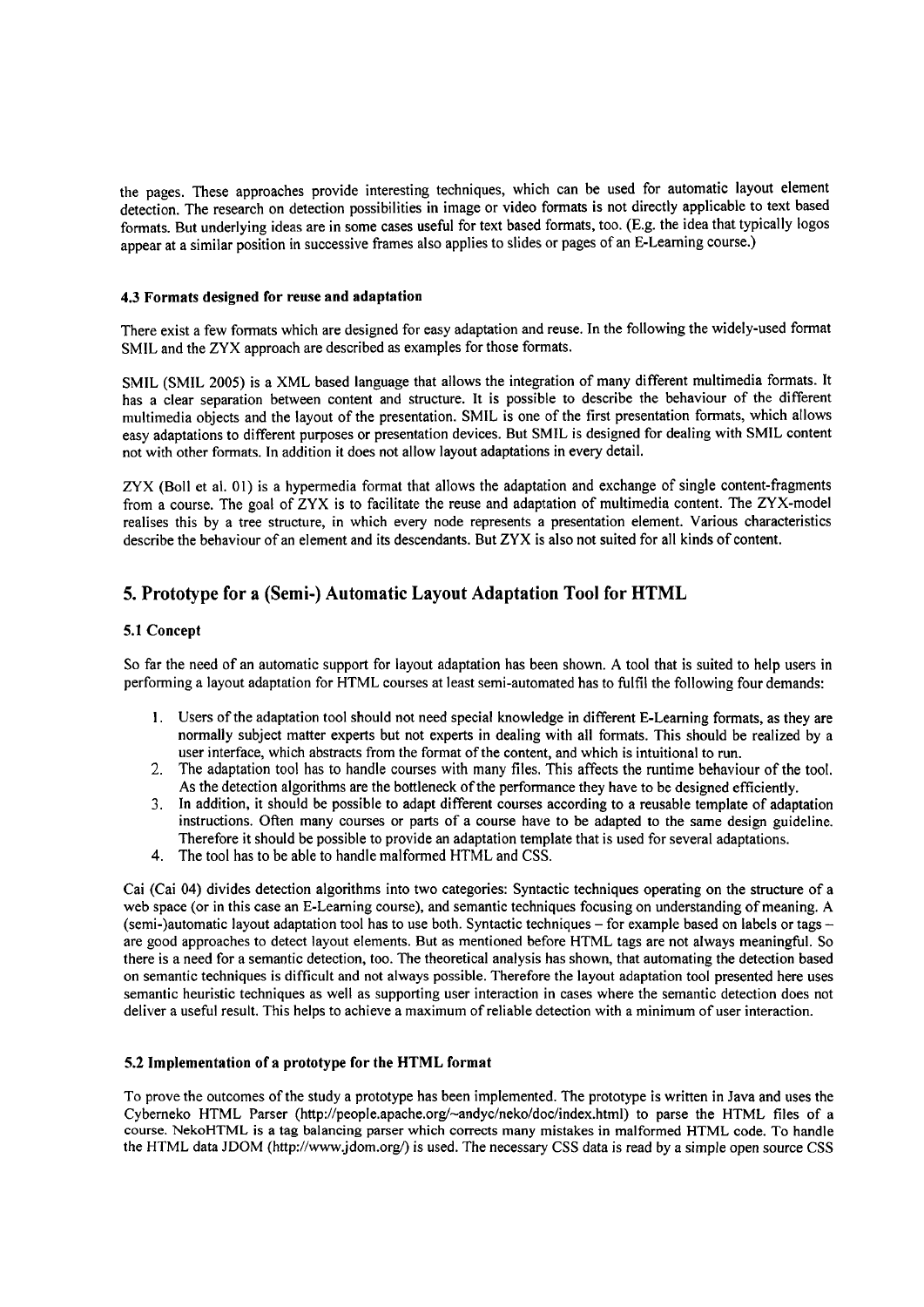the pages. These approaches provide interesting techniques, which can be used for automatic layout element detection. The research on detection possibilities in image or video formats is not directly applicable to text based formats. But underlying ideas are in some cases useful for text based formats, too. (E.g. the idea that typically logos appear at a similar position in successive frames also applies to slides or pages of an E-Learning course.)

### 4.3 Formats designed for reuse and adaptation

There exist a few formats which are designed for easy adaptation and reuse. In the following the widely-used format SMIL and the ZYX approach are described as examples for those formats.

SMIL (SMIL 2005) is a XML based language that allows the integration of many different multimedia formats. It has a clear separation between content and structure. It is possible to describe the behaviour of the different multimedia objects and the layout of the presentation. SMIL is one of the first presentation formats, which allows easy adaptations to different purposes or presentation devices. But SMIL is designed for dealing with SMIL content not with other formats. In addition it does not allow layout adaptations in every detail.

ZYX (Boll et al. 01) is a hypermedia format that allows the adaptation and exchange of single content-fragments from a course. The goal of ZYX is to facilitate the reuse and adaptation of multimedia content. The ZYX-model realises this by a tree structure, in which every node represents a presentation element. Various characteristics describe the behaviour of an element and its descendants. But ZYX is also not suited for all kinds of content.

## 5. Prototype for a (Semi-) Automatic Layout Adaptation Tool for HTML

### 5.1 Concept

So far the need of an automatic support for layout adaptation has been shown. A tool that is suited to help users in performing a layout adaptation for HTML courses at least semi-automated has to fulfil the following four demands:

1. Users of the adaptation tool should not need special knowledge in different E-Learning formats, as they are normally subject matter experts but not experts in dealing with all formats. This should be realized by a user interface, which abstracts from the format of the content, and which is intuitional to run.
2. The adaptation tool has to handle courses with many files. This affects the runtime behaviour of the tool. As the detection algorithms are the bottleneck of the performance they have to be designed efficiently.
3. In addition, it should be possible to adapt different courses according to a reusable template of adaptation instructions. Often many courses or parts of a course have to be adapted to the same design guideline. Therefore it should be possible to provide an adaptation template that is used for several adaptations.
4. The tool has to be able to handle malformed HTML and CSS.

Cai (Cai 04) divides detection algorithms into two categories: Syntactic techniques operating on the structure of a web space (or in this case an E-Learning course), and semantic techniques focusing on understanding of meaning. A (semi-)automatic layout adaptation tool has to use both. Syntactic techniques – for example based on labels or tags – are good approaches to detect layout elements. But as mentioned before HTML tags are not always meaningful. So there is a need for a semantic detection, too. The theoretical analysis has shown, that automating the detection based on semantic techniques is difficult and not always possible. Therefore the layout adaptation tool presented here uses semantic heuristic techniques as well as supporting user interaction in cases where the semantic detection does not deliver a useful result. This helps to achieve a maximum of reliable detection with a minimum of user interaction.

### 5.2 Implementation of a prototype for the HTML format

To prove the outcomes of the study a prototype has been implemented. The prototype is written in Java and uses the Cyberneko HTML Parser (http://people.apache.org/~andyc/neko/doc/index.html) to parse the HTML files of a course. NekoHTML is a tag balancing parser which corrects many mistakes in malformed HTML code. To handle the HTML data JDOM (http://www.jdom.org/) is used. The necessary CSS data is read by a simple open source CSS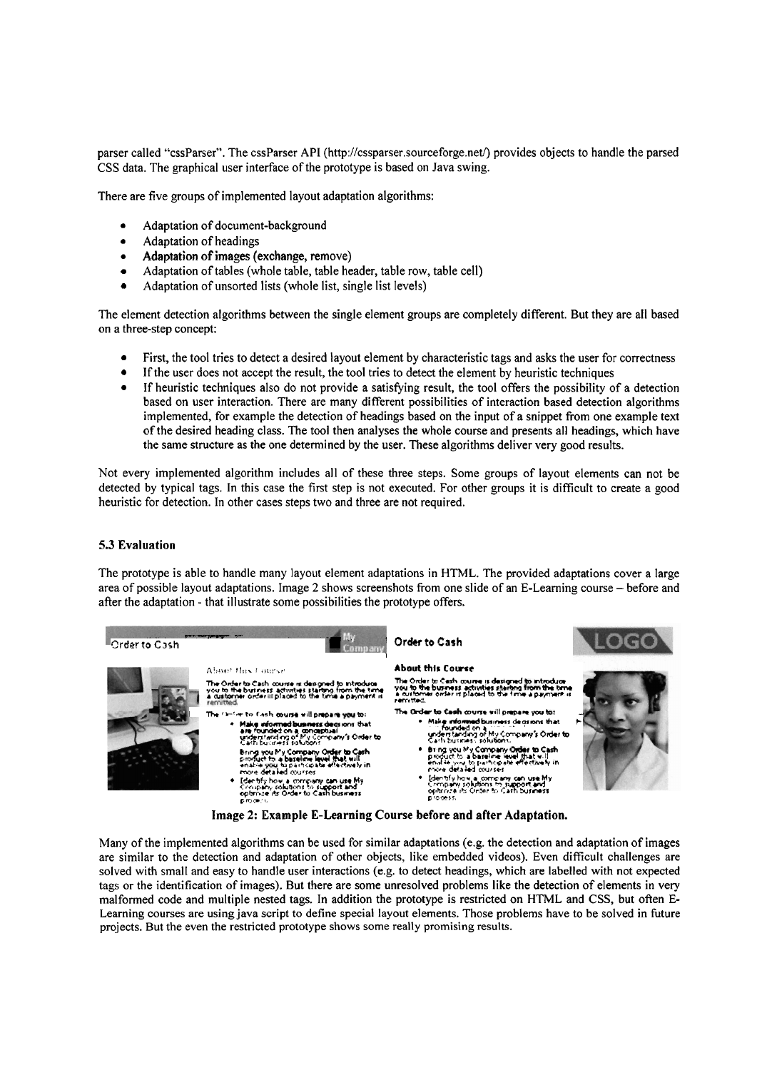parser called "cssParser". The cssParser API (http://cssparser.sourceforge.net/) provides objects to handle the parsed CSS data. The graphical user interface of the prototype is based on Java swing.

There are five groups of implemented layout adaptation algorithms:

- Adaptation of document-background
- Adaptation of headings
- **Adaptation of images (exchange, remove)**
- Adaptation of tables (whole table, table header, table row, table cell)
- Adaptation of unsorted lists (whole list, single list levels)

The element detection algorithms between the single element groups are completely different. But they are all based on a three-step concept:

- First, the tool tries to detect a desired layout element by characteristic tags and asks the user for correctness
- If the user does not accept the result, the tool tries to detect the element by heuristic techniques
- If heuristic techniques also do not provide a satisfying result, the tool offers the possibility of a detection based on user interaction. There are many different possibilities of interaction based detection algorithms implemented, for example the detection of headings based on the input of a snippet from one example text of the desired heading class. The tool then analyses the whole course and presents all headings, which have the same structure as the one determined by the user. These algorithms deliver very good results.

Not every implemented algorithm includes all of these three steps. Some groups of layout elements can not be detected by typical tags. In this case the first step is not executed. For other groups it is difficult to create a good heuristic for detection. In other cases steps two and three are not required.

### 5.3 Evaluation

The prototype is able to handle many layout element adaptations in HTML. The provided adaptations cover a large area of possible layout adaptations. Image 2 shows screenshots from one slide of an E-Learning course – before and after the adaptation - that illustrate some possibilities the prototype offers.

**Image 2: Example E-Learning Course before and after Adaptation.**

Many of the implemented algorithms can be used for similar adaptations (e.g. the detection and adaptation of images are similar to the detection and adaptation of other objects, like embedded videos). Even difficult challenges are solved with small and easy to handle user interactions (e.g. to detect headings, which are labelled with not expected tags or the identification of images). But there are some unresolved problems like the detection of elements in very malformed code and multiple nested tags. In addition the prototype is restricted on HTML and CSS, but often E-Learning courses are using java script to define special layout elements. Those problems have to be solved in future projects. But the even the restricted prototype shows some really promising results.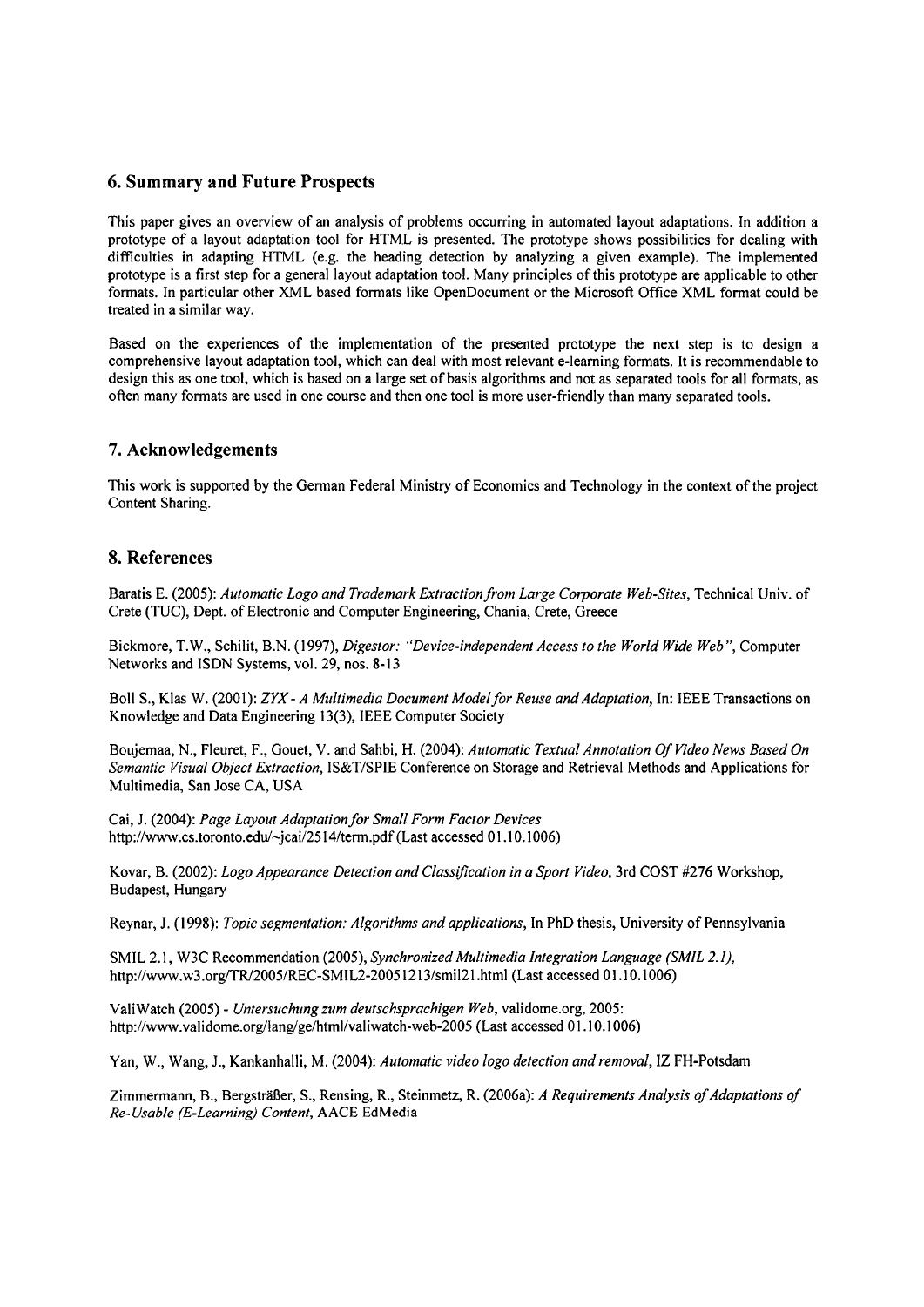## 6. Summary and Future Prospects

This paper gives an overview of an analysis of problems occurring in automated layout adaptations. In addition a prototype of a layout adaptation tool for HTML is presented. The prototype shows possibilities for dealing with difficulties in adapting HTML (e.g. the heading detection by analyzing a given example). The implemented prototype is a first step for a general layout adaptation tool. Many principles of this prototype are applicable to other formats. In particular other XML based formats like OpenDocument or the Microsoft Office XML format could be treated in a similar way.

Based on the experiences of the implementation of the presented prototype the next step is to design a comprehensive layout adaptation tool, which can deal with most relevant e-learning formats. It is recommendable to design this as one tool, which is based on a large set of basis algorithms and not as separated tools for all formats, as often many formats are used in one course and then one tool is more user-friendly than many separated tools.

## 7. Acknowledgements

This work is supported by the German Federal Ministry of Economics and Technology in the context of the project Content Sharing.

## 8. References

Baratis E. (2005): *Automatic Logo and Trademark Extraction from Large Corporate Web-Sites*, Technical Univ. of Crete (TUC), Dept. of Electronic and Computer Engineering, Chania, Crete, Greece

Bickmore, T.W., Schilit, B.N. (1997), *Digestor: "Device-independent Access to the World Wide Web"*, Computer Networks and ISDN Systems, vol. 29, nos. 8-13

Boll S., Klas W. (2001): *ZYX - A Multimedia Document Model for Reuse and Adaptation*, In: IEEE Transactions on Knowledge and Data Engineering 13(3), IEEE Computer Society

Boujemaa, N., Fleuret, F., Gouet, V. and Sahbi, H. (2004): *Automatic Textual Annotation Of Video News Based On Semantic Visual Object Extraction*, IS&T/SPIE Conference on Storage and Retrieval Methods and Applications for Multimedia, San Jose CA, USA

Cai, J. (2004): *Page Layout Adaptation for Small Form Factor Devices*
http://www.cs.toronto.edu/~jcai/2514/term.pdf (Last accessed 01.10.1006)

Kovar, B. (2002): *Logo Appearance Detection and Classification in a Sport Video*, 3rd COST #276 Workshop, Budapest, Hungary

Reynar, J. (1998): *Topic segmentation: Algorithms and applications*, In PhD thesis, University of Pennsylvania

SMIL 2.1, W3C Recommendation (2005), *Synchronized Multimedia Integration Language (SMIL 2.1)*, http://www.w3.org/TR/2005/REC-SMIL2-20051213/smil21.html (Last accessed 01.10.1006)

ValiWatch (2005) - *Untersuchung zum deutschsprachigen Web*, validome.org, 2005:
http://www.validome.org/lang/ge/html/valiwatch-web-2005 (Last accessed 01.10.1006)

Yan, W., Wang, J., Kankanhalli, M. (2004): *Automatic video logo detection and removal*, IZ FH-Potsdam

Zimmermann, B., Bergsträßer, S., Rensing, R., Steinmetz, R. (2006a): *A Requirements Analysis of Adaptations of Re-Usable (E-Learning) Content*, AACE EdMedia